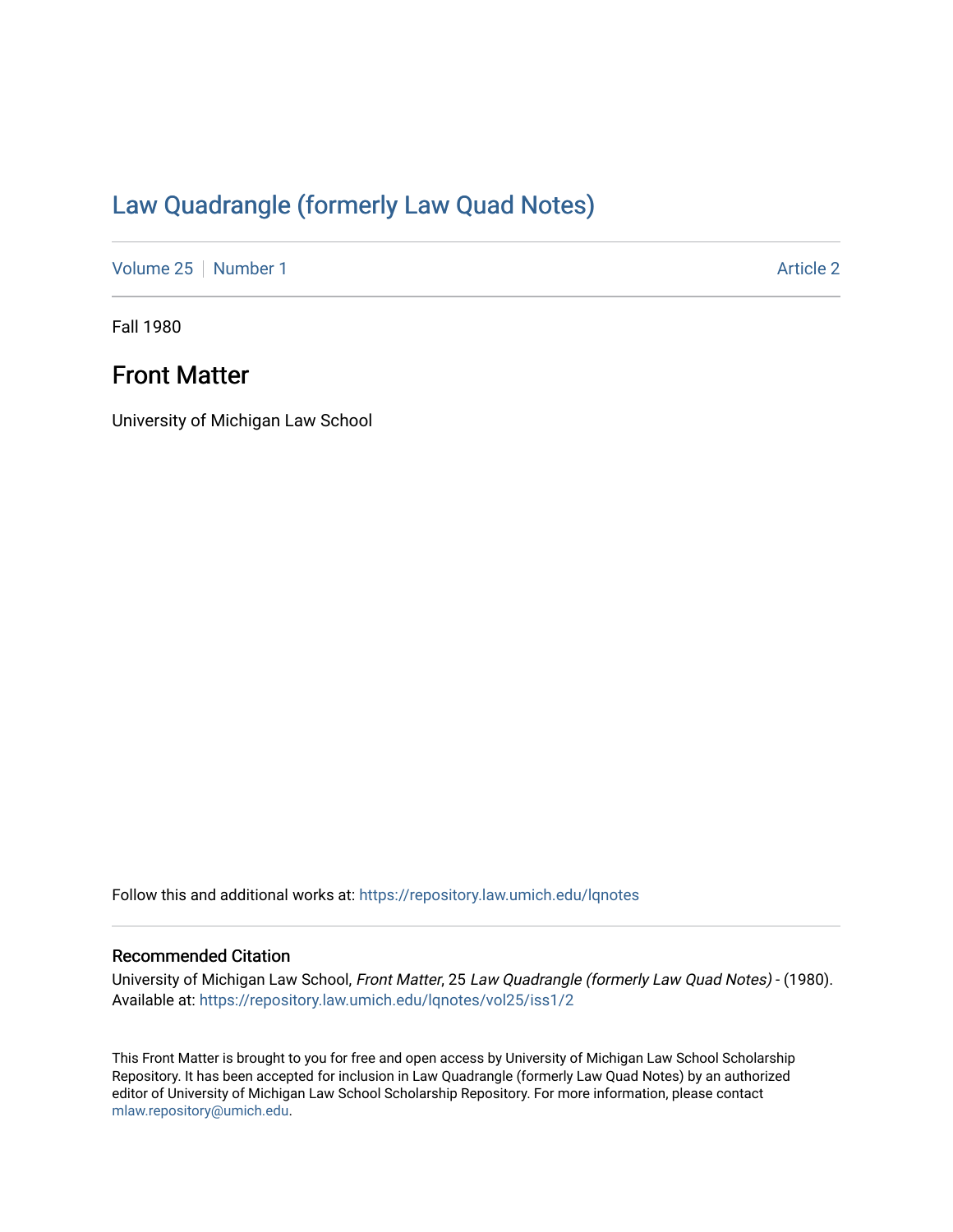# Law Quadrangle (formerly Law Quad Notes)

Volume 25 | Number 1 Article 2

Fall 1980

## Front Matter

University of Michigan Law School

Follow this and additional works at: https://repository.law.umich.edu/lqnotes

### Recommended Citation

University of Michigan Law School, *Front Matter*, 25 *Law Quadrangle (formerly Law Quad Notes)* - (1980). Available at: https://repository.law.umich.edu/lqnotes/vol25/iss1/2

This Front Matter is brought to you for free and open access by University of Michigan Law School Scholarship Repository. It has been accepted for inclusion in Law Quadrangle (formerly Law Quad Notes) by an authorized editor of University of Michigan Law School Scholarship Repository. For more information, please contact mlaw.repository@umich.edu.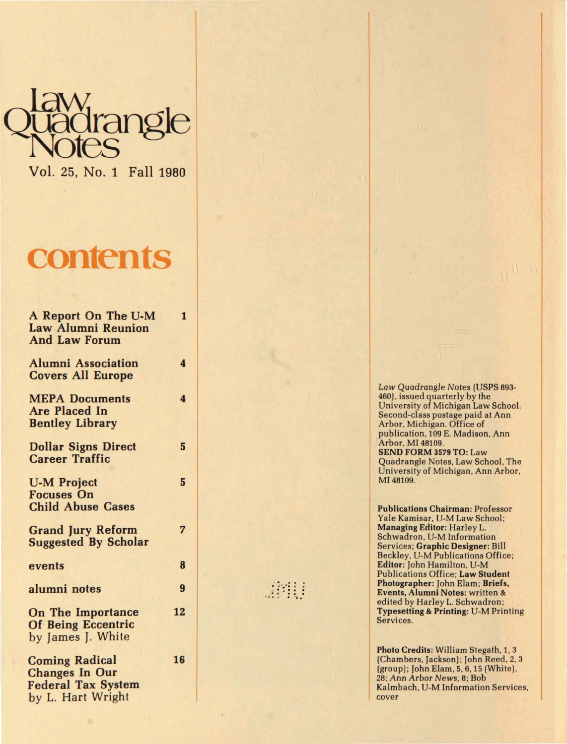# Law Quadrangle Notes

Vol. 25, No. 1 Fall 1980

## contents

| | |
|---|---|
| **A Report On The U-M Law Alumni Reunion And Law Forum** | **1** |
| **Alumni Association Covers All Europe** | **4** |
| **MEPA Documents Are Placed In Bentley Library** | **4** |
| **Dollar Signs Direct Career Traffic** | **5** |
| **U-M Project Focuses On Child Abuse Cases** | **5** |
| **Grand Jury Reform Suggested By Scholar** | **7** |
| **events** | **8** |
| **alumni notes** | **9** |
| **On The Importance Of Being Eccentric** by James J. White | **12** |
| **Coming Radical Changes In Our Federal Tax System** by L. Hart Wright | **16** |

*Law Quadrangle Notes* (USPS 893-460), issued quarterly by the University of Michigan Law School. Second-class postage paid at Ann Arbor, Michigan. Office of publication, 109 E. Madison, Ann Arbor, MI 48109.
**SEND FORM 3579 TO:** Law Quadrangle Notes, Law School, The University of Michigan, Ann Arbor, MI 48109.

**Publications Chairman:** Professor Yale Kamisar, U-M Law School; **Managing Editor:** Harley L. Schwadron, U-M Information Services; **Graphic Designer:** Bill Beckley, U-M Publications Office; **Editor:** John Hamilton, U-M Publications Office; **Law Student Photographer:** John Elam; **Briefs, Events, Alumni Notes:** written & edited by Harley L. Schwadron; **Typesetting & Printing:** U-M Printing Services.

**Photo Credits:** William Stegath, 1, 3 (Chambers, Jackson); John Reed, 2, 3 (group); John Elam, 5, 6, 15 (White), 28; *Ann Arbor News*, 8; Bob Kalmbach, U-M Information Services, cover